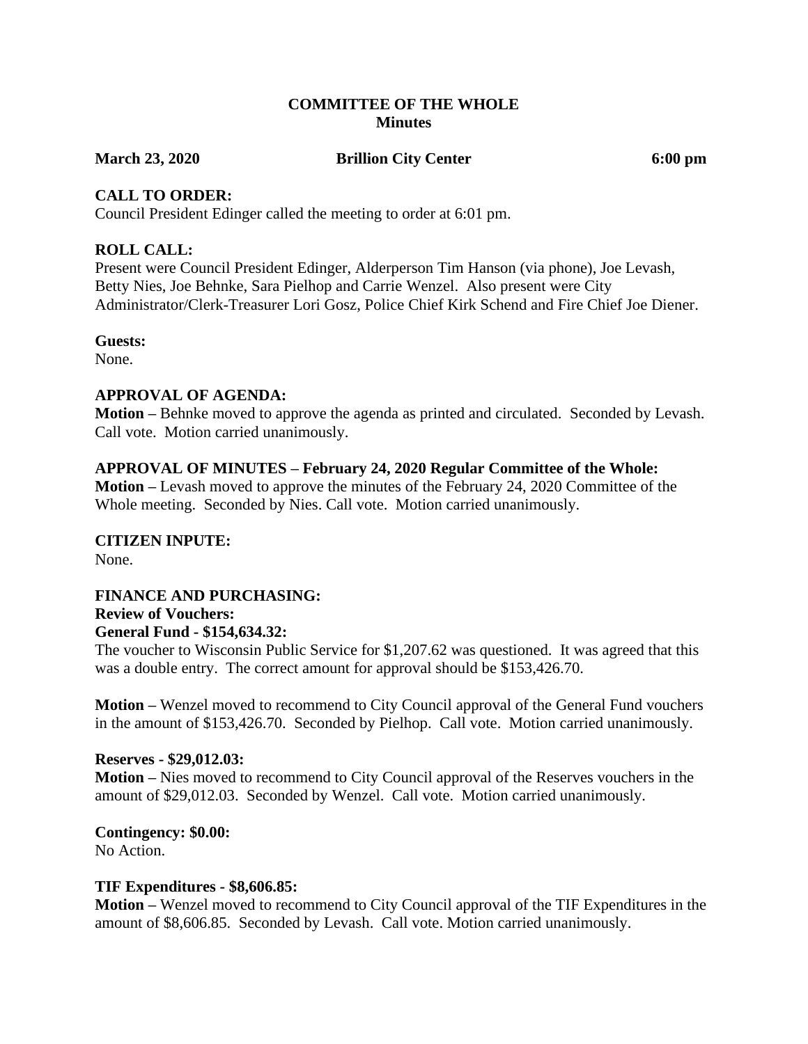# COMMITTEE OF THE WHOLE
## Minutes

**March 23, 2020** **Brillion City Center** **6:00 pm**

### CALL TO ORDER:
Council President Edinger called the meeting to order at 6:01 pm.

### ROLL CALL:
Present were Council President Edinger, Alderperson Tim Hanson (via phone), Joe Levash, Betty Nies, Joe Behnke, Sara Pielhop and Carrie Wenzel. Also present were City Administrator/Clerk-Treasurer Lori Gosz, Police Chief Kirk Schend and Fire Chief Joe Diener.

**Guests:**
None.

### APPROVAL OF AGENDA:
**Motion –** Behnke moved to approve the agenda as printed and circulated. Seconded by Levash. Call vote. Motion carried unanimously.

### APPROVAL OF MINUTES – February 24, 2020 Regular Committee of the Whole:
**Motion –** Levash moved to approve the minutes of the February 24, 2020 Committee of the Whole meeting. Seconded by Nies. Call vote. Motion carried unanimously.

### CITIZEN INPUTE:
None.

### FINANCE AND PURCHASING:
**Review of Vouchers:**

**General Fund - $154,634.32:**

The voucher to Wisconsin Public Service for $1,207.62 was questioned. It was agreed that this was a double entry. The correct amount for approval should be $153,426.70.

**Motion –** Wenzel moved to recommend to City Council approval of the General Fund vouchers in the amount of $153,426.70. Seconded by Pielhop. Call vote. Motion carried unanimously.

**Reserves - $29,012.03:**

**Motion –** Nies moved to recommend to City Council approval of the Reserves vouchers in the amount of $29,012.03. Seconded by Wenzel. Call vote. Motion carried unanimously.

**Contingency: $0.00:**

No Action.

**TIF Expenditures - $8,606.85:**

**Motion –** Wenzel moved to recommend to City Council approval of the TIF Expenditures in the amount of $8,606.85. Seconded by Levash. Call vote. Motion carried unanimously.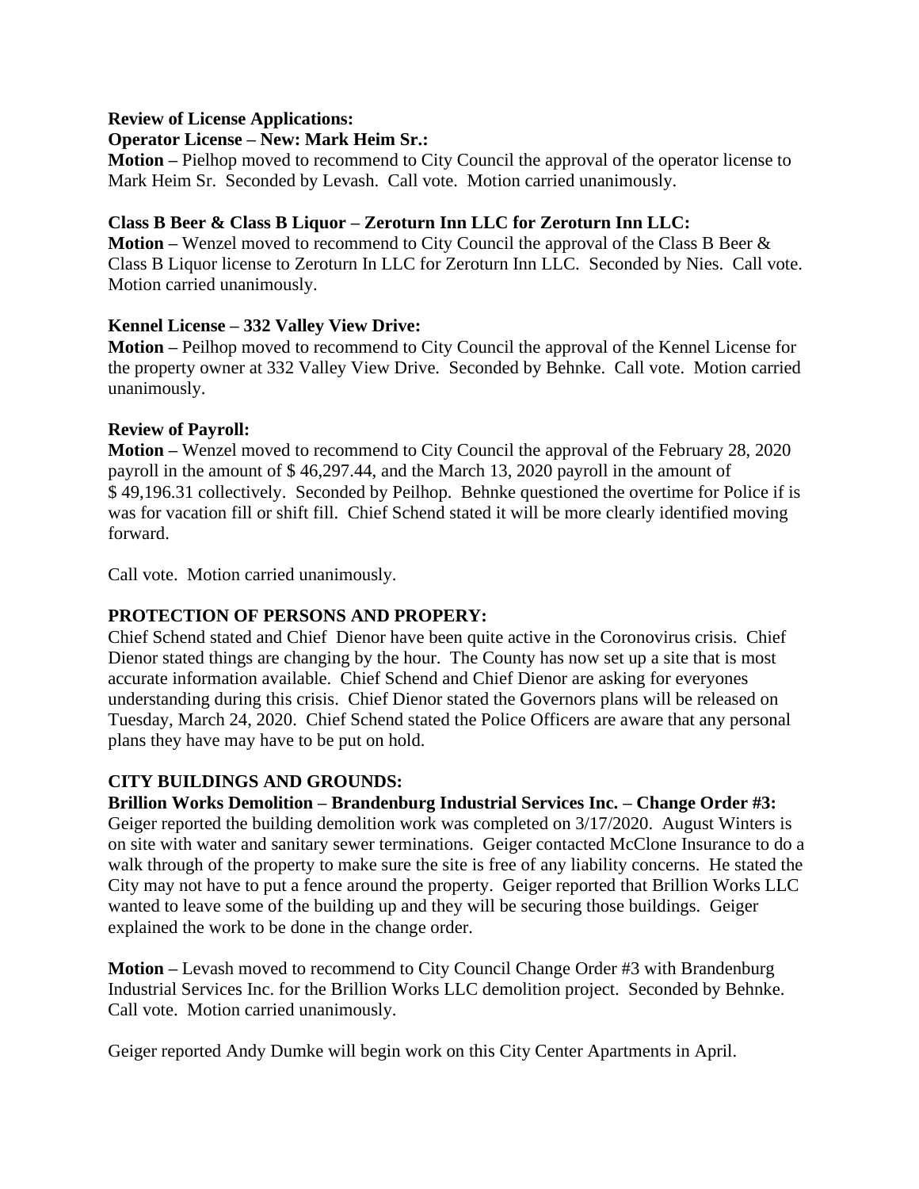**Review of License Applications:**

**Operator License – New: Mark Heim Sr.:**

**Motion –** Pielhop moved to recommend to City Council the approval of the operator license to Mark Heim Sr. Seconded by Levash. Call vote. Motion carried unanimously.

**Class B Beer & Class B Liquor – Zeroturn Inn LLC for Zeroturn Inn LLC:**

**Motion –** Wenzel moved to recommend to City Council the approval of the Class B Beer & Class B Liquor license to Zeroturn In LLC for Zeroturn Inn LLC. Seconded by Nies. Call vote. Motion carried unanimously.

**Kennel License – 332 Valley View Drive:**

**Motion –** Peilhop moved to recommend to City Council the approval of the Kennel License for the property owner at 332 Valley View Drive. Seconded by Behnke. Call vote. Motion carried unanimously.

**Review of Payroll:**

**Motion –** Wenzel moved to recommend to City Council the approval of the February 28, 2020 payroll in the amount of $ 46,297.44, and the March 13, 2020 payroll in the amount of $ 49,196.31 collectively. Seconded by Peilhop. Behnke questioned the overtime for Police if is was for vacation fill or shift fill. Chief Schend stated it will be more clearly identified moving forward.

Call vote. Motion carried unanimously.

**PROTECTION OF PERSONS AND PROPERY:**

Chief Schend stated and Chief Dienor have been quite active in the Coronovirus crisis. Chief Dienor stated things are changing by the hour. The County has now set up a site that is most accurate information available. Chief Schend and Chief Dienor are asking for everyones understanding during this crisis. Chief Dienor stated the Governors plans will be released on Tuesday, March 24, 2020. Chief Schend stated the Police Officers are aware that any personal plans they have may have to be put on hold.

**CITY BUILDINGS AND GROUNDS:**

**Brillion Works Demolition – Brandenburg Industrial Services Inc. – Change Order #3:**

Geiger reported the building demolition work was completed on 3/17/2020. August Winters is on site with water and sanitary sewer terminations. Geiger contacted McClone Insurance to do a walk through of the property to make sure the site is free of any liability concerns. He stated the City may not have to put a fence around the property. Geiger reported that Brillion Works LLC wanted to leave some of the building up and they will be securing those buildings. Geiger explained the work to be done in the change order.

**Motion –** Levash moved to recommend to City Council Change Order #3 with Brandenburg Industrial Services Inc. for the Brillion Works LLC demolition project. Seconded by Behnke. Call vote. Motion carried unanimously.

Geiger reported Andy Dumke will begin work on this City Center Apartments in April.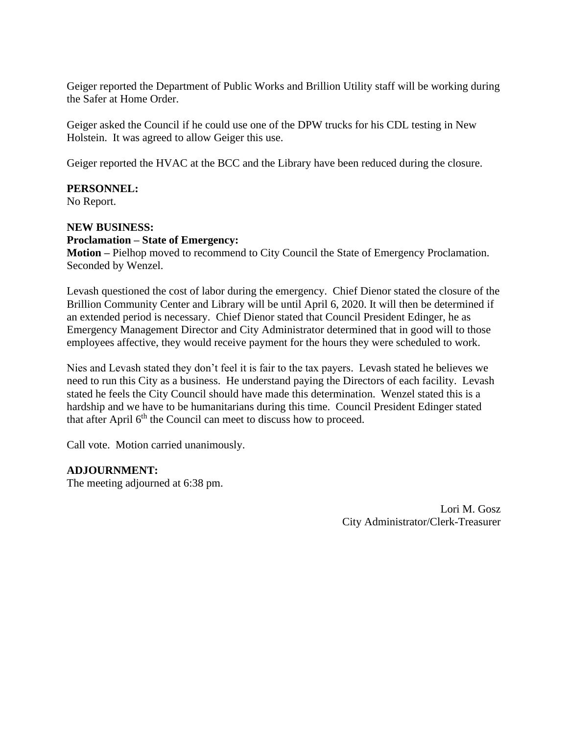Geiger reported the Department of Public Works and Brillion Utility staff will be working during the Safer at Home Order.

Geiger asked the Council if he could use one of the DPW trucks for his CDL testing in New Holstein. It was agreed to allow Geiger this use.

Geiger reported the HVAC at the BCC and the Library have been reduced during the closure.

**PERSONNEL:**
No Report.

**NEW BUSINESS:**
**Proclamation – State of Emergency:**
**Motion –** Pielhop moved to recommend to City Council the State of Emergency Proclamation. Seconded by Wenzel.

Levash questioned the cost of labor during the emergency. Chief Dienor stated the closure of the Brillion Community Center and Library will be until April 6, 2020. It will then be determined if an extended period is necessary. Chief Dienor stated that Council President Edinger, he as Emergency Management Director and City Administrator determined that in good will to those employees affective, they would receive payment for the hours they were scheduled to work.

Nies and Levash stated they don't feel it is fair to the tax payers. Levash stated he believes we need to run this City as a business. He understand paying the Directors of each facility. Levash stated he feels the City Council should have made this determination. Wenzel stated this is a hardship and we have to be humanitarians during this time. Council President Edinger stated that after April 6th the Council can meet to discuss how to proceed.

Call vote. Motion carried unanimously.

**ADJOURNMENT:**
The meeting adjourned at 6:38 pm.

Lori M. Gosz
City Administrator/Clerk-Treasurer